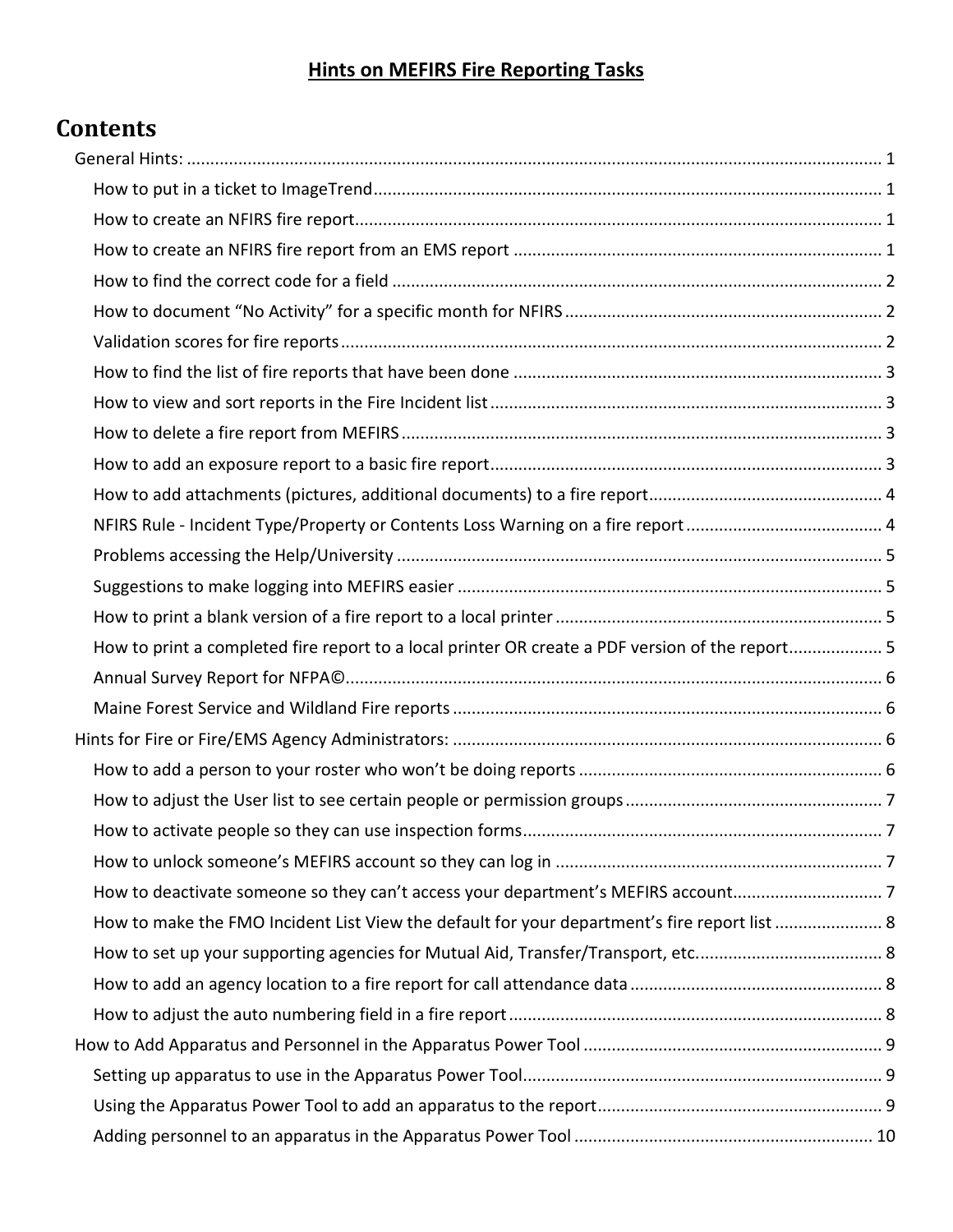**Hints on MEFIRS Fire Reporting Tasks**

# Contents

- General Hints: 1
  - How to put in a ticket to ImageTrend 1
  - How to create an NFIRS fire report 1
  - How to create an NFIRS fire report from an EMS report 1
  - How to find the correct code for a field 2
  - How to document "No Activity" for a specific month for NFIRS 2
  - Validation scores for fire reports 2
  - How to find the list of fire reports that have been done 3
  - How to view and sort reports in the Fire Incident list 3
  - How to delete a fire report from MEFIRS 3
  - How to add an exposure report to a basic fire report 3
  - How to add attachments (pictures, additional documents) to a fire report 4
  - NFIRS Rule - Incident Type/Property or Contents Loss Warning on a fire report 4
  - Problems accessing the Help/University 5
  - Suggestions to make logging into MEFIRS easier 5
  - How to print a blank version of a fire report to a local printer 5
  - How to print a completed fire report to a local printer OR create a PDF version of the report 5
  - Annual Survey Report for NFPA© 6
  - Maine Forest Service and Wildland Fire reports 6
- Hints for Fire or Fire/EMS Agency Administrators: 6
  - How to add a person to your roster who won't be doing reports 6
  - How to adjust the User list to see certain people or permission groups 7
  - How to activate people so they can use inspection forms 7
  - How to unlock someone's MEFIRS account so they can log in 7
  - How to deactivate someone so they can't access your department's MEFIRS account 7
  - How to make the FMO Incident List View the default for your department's fire report list 8
  - How to set up your supporting agencies for Mutual Aid, Transfer/Transport, etc. 8
  - How to add an agency location to a fire report for call attendance data 8
  - How to adjust the auto numbering field in a fire report 8
- How to Add Apparatus and Personnel in the Apparatus Power Tool 9
  - Setting up apparatus to use in the Apparatus Power Tool 9
  - Using the Apparatus Power Tool to add an apparatus to the report 9
  - Adding personnel to an apparatus in the Apparatus Power Tool 10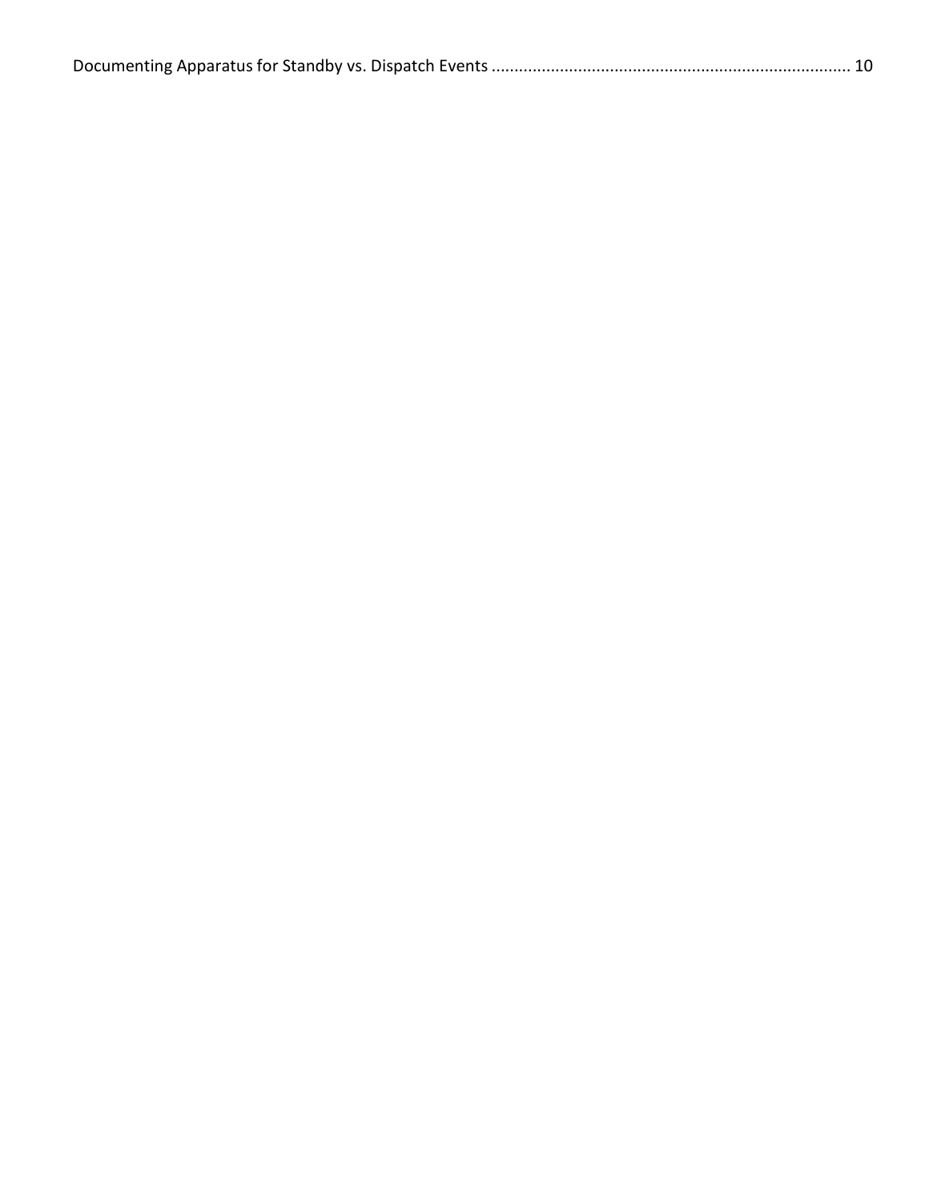Documenting Apparatus for Standby vs. Dispatch Events .............................................................................. 10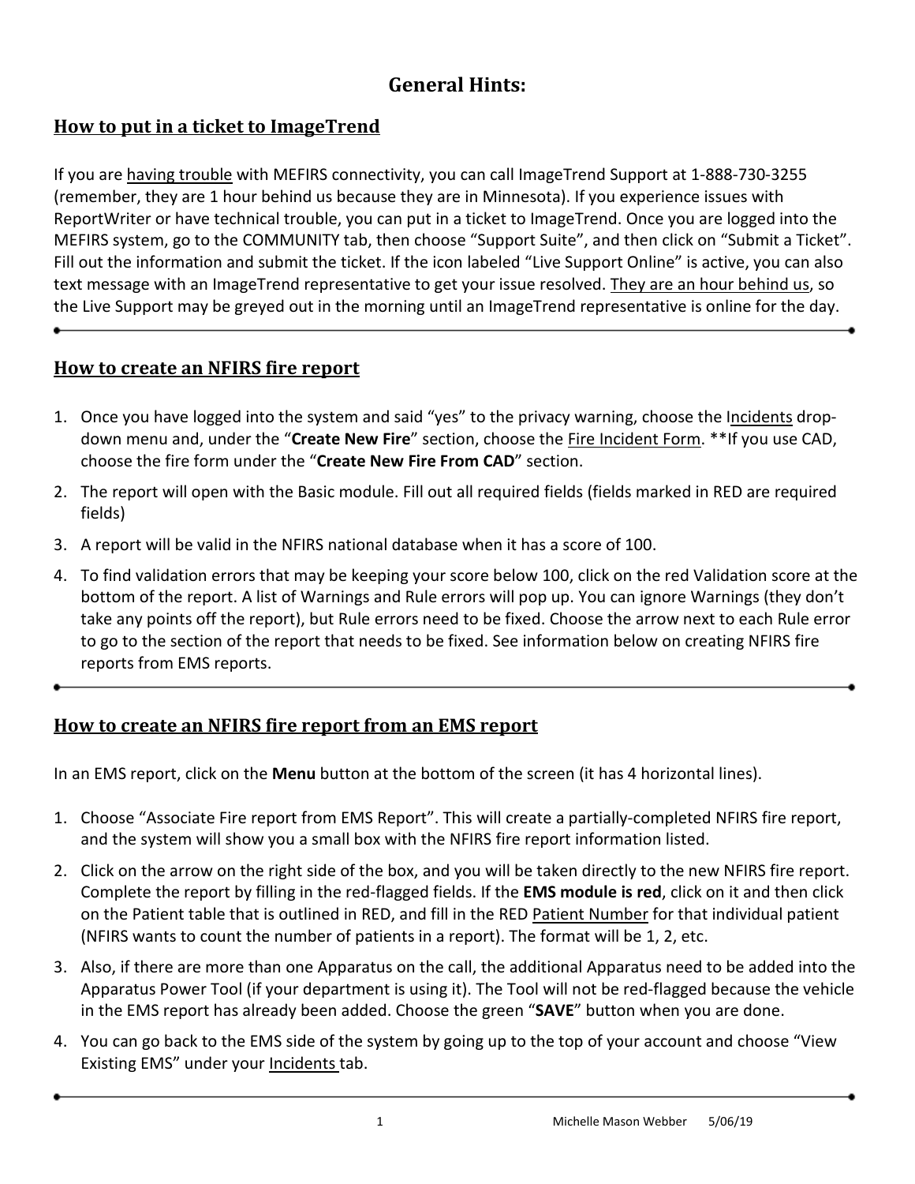# General Hints:

## How to put in a ticket to ImageTrend

If you are having trouble with MEFIRS connectivity, you can call ImageTrend Support at 1-888-730-3255 (remember, they are 1 hour behind us because they are in Minnesota). If you experience issues with ReportWriter or have technical trouble, you can put in a ticket to ImageTrend. Once you are logged into the MEFIRS system, go to the COMMUNITY tab, then choose "Support Suite", and then click on "Submit a Ticket". Fill out the information and submit the ticket. If the icon labeled "Live Support Online" is active, you can also text message with an ImageTrend representative to get your issue resolved. They are an hour behind us, so the Live Support may be greyed out in the morning until an ImageTrend representative is online for the day.

---

## How to create an NFIRS fire report

1. Once you have logged into the system and said "yes" to the privacy warning, choose the Incidents drop-down menu and, under the "**Create New Fire**" section, choose the Fire Incident Form. **If you use CAD, choose the fire form under the "**Create New Fire From CAD**" section.
2. The report will open with the Basic module. Fill out all required fields (fields marked in RED are required fields)
3. A report will be valid in the NFIRS national database when it has a score of 100.
4. To find validation errors that may be keeping your score below 100, click on the red Validation score at the bottom of the report. A list of Warnings and Rule errors will pop up. You can ignore Warnings (they don't take any points off the report), but Rule errors need to be fixed. Choose the arrow next to each Rule error to go to the section of the report that needs to be fixed. See information below on creating NFIRS fire reports from EMS reports.

---

## How to create an NFIRS fire report from an EMS report

In an EMS report, click on the **Menu** button at the bottom of the screen (it has 4 horizontal lines).

1. Choose "Associate Fire report from EMS Report". This will create a partially-completed NFIRS fire report, and the system will show you a small box with the NFIRS fire report information listed.
2. Click on the arrow on the right side of the box, and you will be taken directly to the new NFIRS fire report. Complete the report by filling in the red-flagged fields. If the **EMS module is red**, click on it and then click on the Patient table that is outlined in RED, and fill in the RED Patient Number for that individual patient (NFIRS wants to count the number of patients in a report). The format will be 1, 2, etc.
3. Also, if there are more than one Apparatus on the call, the additional Apparatus need to be added into the Apparatus Power Tool (if your department is using it). The Tool will not be red-flagged because the vehicle in the EMS report has already been added. Choose the green "**SAVE**" button when you are done.
4. You can go back to the EMS side of the system by going up to the top of your account and choose "View Existing EMS" under your Incidents tab.

---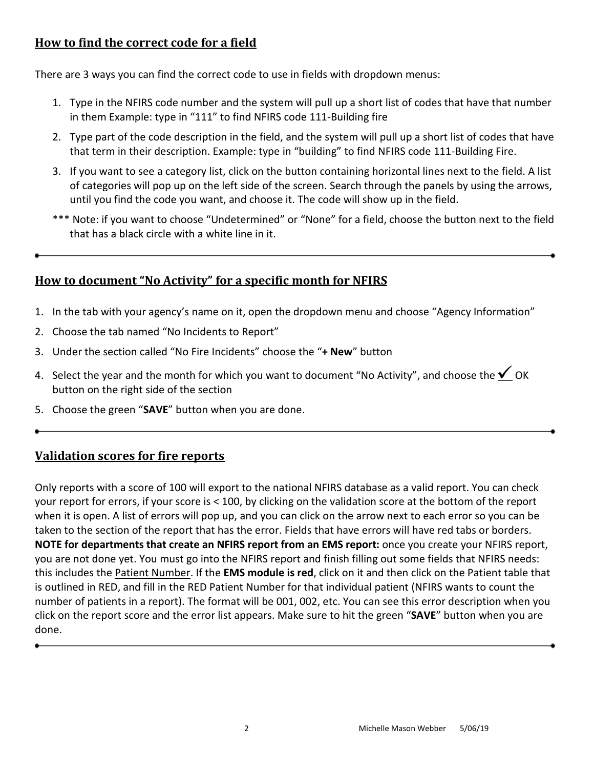## How to find the correct code for a field

There are 3 ways you can find the correct code to use in fields with dropdown menus:

1. Type in the NFIRS code number and the system will pull up a short list of codes that have that number in them Example: type in "111" to find NFIRS code 111-Building fire
2. Type part of the code description in the field, and the system will pull up a short list of codes that have that term in their description. Example: type in "building" to find NFIRS code 111-Building Fire.
3. If you want to see a category list, click on the button containing horizontal lines next to the field. A list of categories will pop up on the left side of the screen. Search through the panels by using the arrows, until you find the code you want, and choose it. The code will show up in the field.

*** Note: if you want to choose "Undetermined" or "None" for a field, choose the button next to the field that has a black circle with a white line in it.

---

## How to document "No Activity" for a specific month for NFIRS

1. In the tab with your agency's name on it, open the dropdown menu and choose "Agency Information"
2. Choose the tab named "No Incidents to Report"
3. Under the section called "No Fire Incidents" choose the "**+ New**" button
4. Select the year and the month for which you want to document "No Activity", and choose the ✓ OK button on the right side of the section
5. Choose the green "**SAVE**" button when you are done.

---

## Validation scores for fire reports

Only reports with a score of 100 will export to the national NFIRS database as a valid report. You can check your report for errors, if your score is < 100, by clicking on the validation score at the bottom of the report when it is open. A list of errors will pop up, and you can click on the arrow next to each error so you can be taken to the section of the report that has the error. Fields that have errors will have red tabs or borders. **NOTE for departments that create an NFIRS report from an EMS report:** once you create your NFIRS report, you are not done yet. You must go into the NFIRS report and finish filling out some fields that NFIRS needs: this includes the Patient Number. If the **EMS module is red**, click on it and then click on the Patient table that is outlined in RED, and fill in the RED Patient Number for that individual patient (NFIRS wants to count the number of patients in a report). The format will be 001, 002, etc. You can see this error description when you click on the report score and the error list appears. Make sure to hit the green "**SAVE**" button when you are done.

---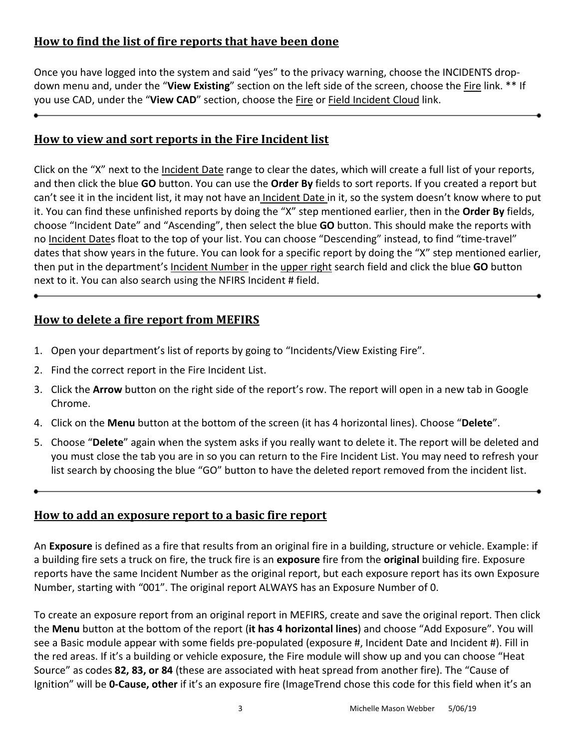## How to find the list of fire reports that have been done

Once you have logged into the system and said "yes" to the privacy warning, choose the INCIDENTS drop-down menu and, under the "**View Existing**" section on the left side of the screen, choose the Fire link. ** If you use CAD, under the "**View CAD**" section, choose the Fire or Field Incident Cloud link.

---

## How to view and sort reports in the Fire Incident list

Click on the "X" next to the Incident Date range to clear the dates, which will create a full list of your reports, and then click the blue **GO** button. You can use the **Order By** fields to sort reports. If you created a report but can't see it in the incident list, it may not have an Incident Date in it, so the system doesn't know where to put it. You can find these unfinished reports by doing the "X" step mentioned earlier, then in the **Order By** fields, choose "Incident Date" and "Ascending", then select the blue **GO** button. This should make the reports with no Incident Dates float to the top of your list. You can choose "Descending" instead, to find "time-travel" dates that show years in the future. You can look for a specific report by doing the "X" step mentioned earlier, then put in the department's Incident Number in the upper right search field and click the blue **GO** button next to it. You can also search using the NFIRS Incident # field.

---

## How to delete a fire report from MEFIRS

1. Open your department's list of reports by going to "Incidents/View Existing Fire".
2. Find the correct report in the Fire Incident List.
3. Click the **Arrow** button on the right side of the report's row. The report will open in a new tab in Google Chrome.
4. Click on the **Menu** button at the bottom of the screen (it has 4 horizontal lines). Choose "**Delete**".
5. Choose "**Delete**" again when the system asks if you really want to delete it. The report will be deleted and you must close the tab you are in so you can return to the Fire Incident List. You may need to refresh your list search by choosing the blue "GO" button to have the deleted report removed from the incident list.

---

## How to add an exposure report to a basic fire report

An **Exposure** is defined as a fire that results from an original fire in a building, structure or vehicle. Example: if a building fire sets a truck on fire, the truck fire is an **exposure** fire from the **original** building fire. Exposure reports have the same Incident Number as the original report, but each exposure report has its own Exposure Number, starting with "001". The original report ALWAYS has an Exposure Number of 0.

To create an exposure report from an original report in MEFIRS, create and save the original report. Then click the **Menu** button at the bottom of the report (**it has 4 horizontal lines**) and choose "Add Exposure". You will see a Basic module appear with some fields pre-populated (exposure #, Incident Date and Incident #). Fill in the red areas. If it's a building or vehicle exposure, the Fire module will show up and you can choose "Heat Source" as codes **82, 83, or 84** (these are associated with heat spread from another fire). The "Cause of Ignition" will be **0-Cause, other** if it's an exposure fire (ImageTrend chose this code for this field when it's an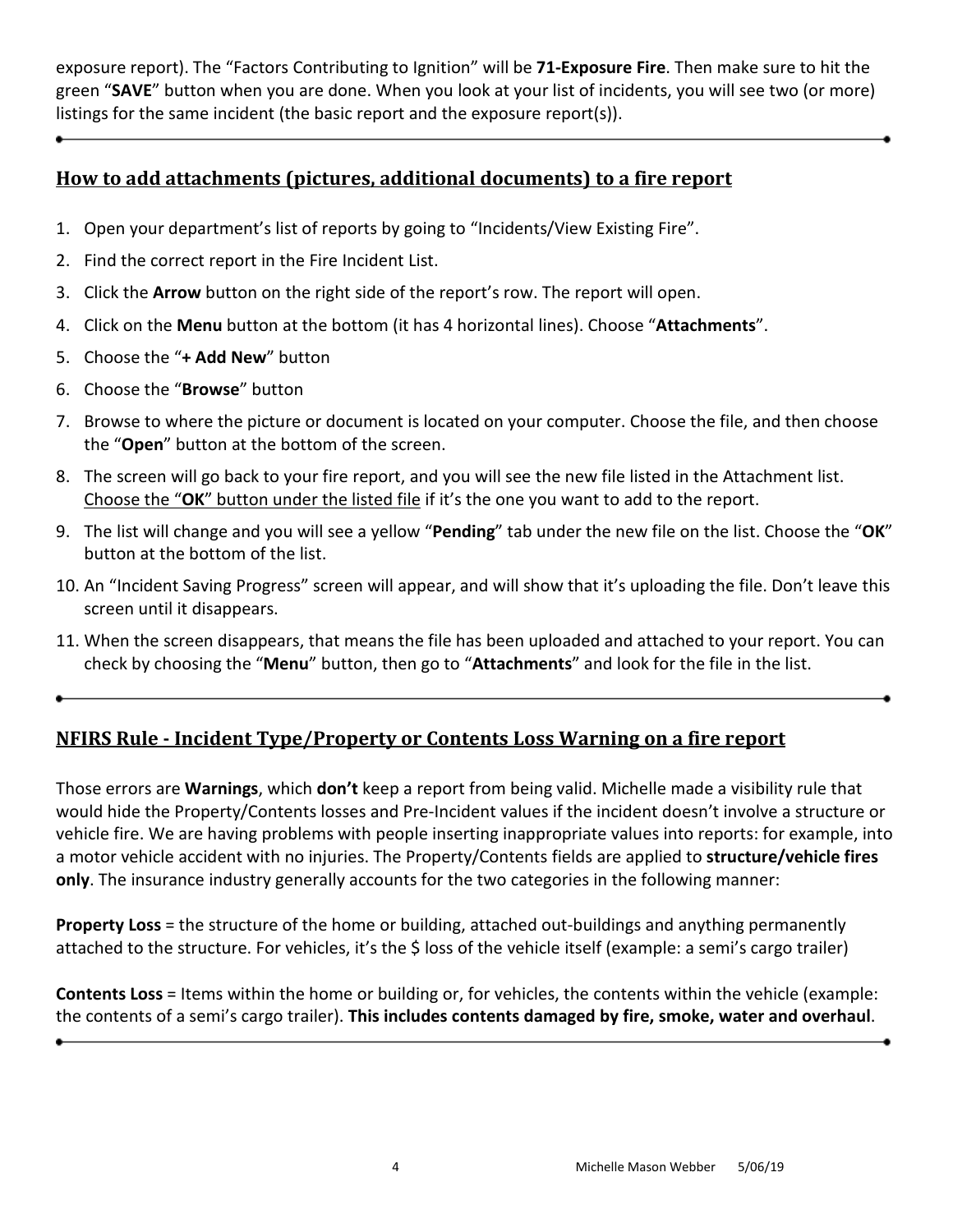exposure report). The "Factors Contributing to Ignition" will be **71-Exposure Fire**. Then make sure to hit the green "**SAVE**" button when you are done. When you look at your list of incidents, you will see two (or more) listings for the same incident (the basic report and the exposure report(s)).

---

## How to add attachments (pictures, additional documents) to a fire report

1. Open your department's list of reports by going to "Incidents/View Existing Fire".
2. Find the correct report in the Fire Incident List.
3. Click the **Arrow** button on the right side of the report's row. The report will open.
4. Click on the **Menu** button at the bottom (it has 4 horizontal lines). Choose "**Attachments**".
5. Choose the "**+ Add New**" button
6. Choose the "**Browse**" button
7. Browse to where the picture or document is located on your computer. Choose the file, and then choose the "**Open**" button at the bottom of the screen.
8. The screen will go back to your fire report, and you will see the new file listed in the Attachment list. <u>Choose the "**OK**" button under the listed file</u> if it's the one you want to add to the report.
9. The list will change and you will see a yellow "**Pending**" tab under the new file on the list. Choose the "**OK**" button at the bottom of the list.
10. An "Incident Saving Progress" screen will appear, and will show that it's uploading the file. Don't leave this screen until it disappears.
11. When the screen disappears, that means the file has been uploaded and attached to your report. You can check by choosing the "**Menu**" button, then go to "**Attachments**" and look for the file in the list.

---

## NFIRS Rule - Incident Type/Property or Contents Loss Warning on a fire report

Those errors are **Warnings**, which **don't** keep a report from being valid. Michelle made a visibility rule that would hide the Property/Contents losses and Pre-Incident values if the incident doesn't involve a structure or vehicle fire. We are having problems with people inserting inappropriate values into reports: for example, into a motor vehicle accident with no injuries. The Property/Contents fields are applied to **structure/vehicle fires only**. The insurance industry generally accounts for the two categories in the following manner:

**Property Loss** = the structure of the home or building, attached out-buildings and anything permanently attached to the structure. For vehicles, it's the $ loss of the vehicle itself (example: a semi's cargo trailer)

**Contents Loss** = Items within the home or building or, for vehicles, the contents within the vehicle (example: the contents of a semi's cargo trailer). **This includes contents damaged by fire, smoke, water and overhaul**.

---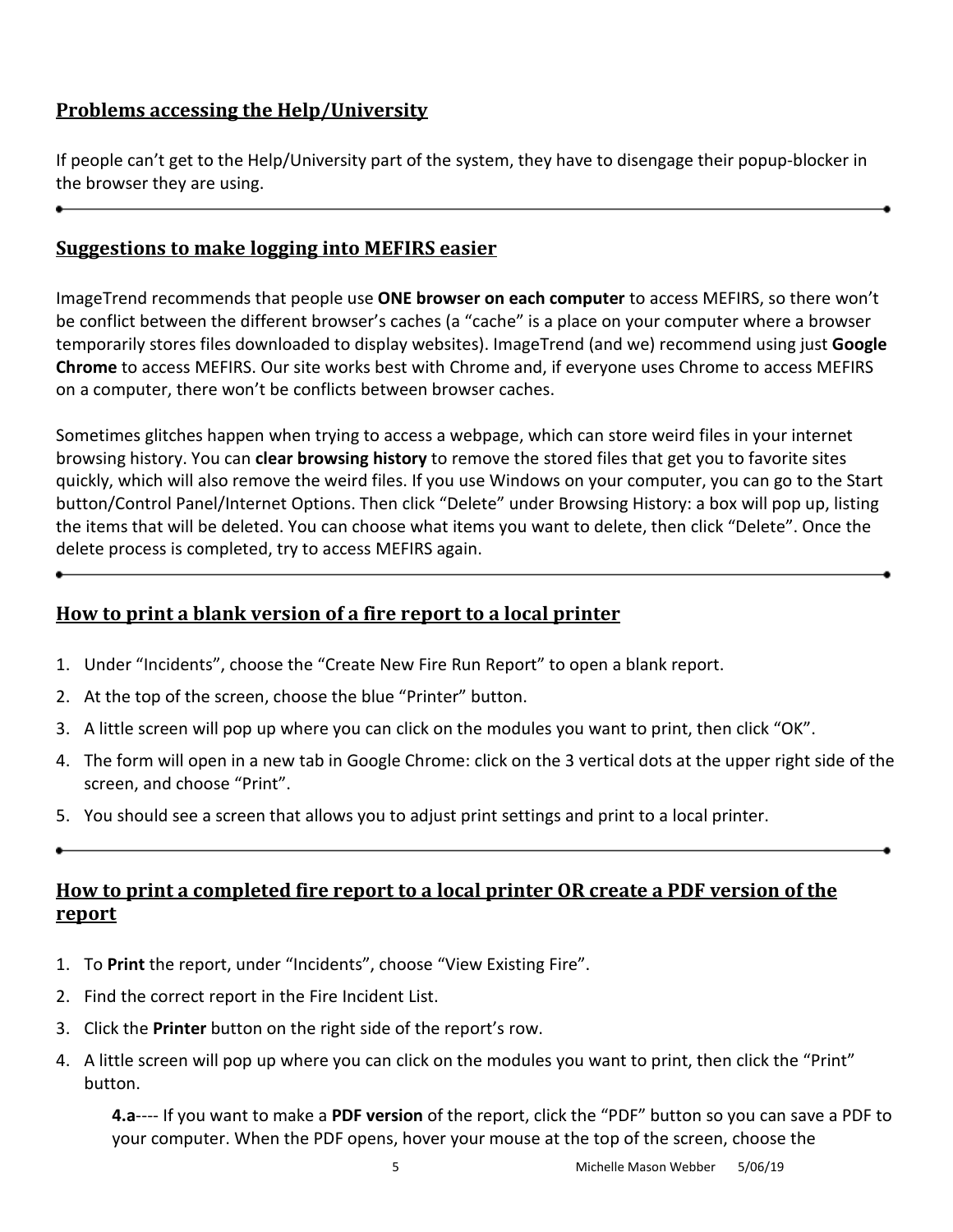## Problems accessing the Help/University

If people can't get to the Help/University part of the system, they have to disengage their popup-blocker in the browser they are using.

---

## Suggestions to make logging into MEFIRS easier

ImageTrend recommends that people use **ONE browser on each computer** to access MEFIRS, so there won't be conflict between the different browser's caches (a "cache" is a place on your computer where a browser temporarily stores files downloaded to display websites). ImageTrend (and we) recommend using just **Google Chrome** to access MEFIRS. Our site works best with Chrome and, if everyone uses Chrome to access MEFIRS on a computer, there won't be conflicts between browser caches.

Sometimes glitches happen when trying to access a webpage, which can store weird files in your internet browsing history. You can **clear browsing history** to remove the stored files that get you to favorite sites quickly, which will also remove the weird files. If you use Windows on your computer, you can go to the Start button/Control Panel/Internet Options. Then click "Delete" under Browsing History: a box will pop up, listing the items that will be deleted. You can choose what items you want to delete, then click "Delete". Once the delete process is completed, try to access MEFIRS again.

---

## How to print a blank version of a fire report to a local printer

1. Under "Incidents", choose the "Create New Fire Run Report" to open a blank report.
2. At the top of the screen, choose the blue "Printer" button.
3. A little screen will pop up where you can click on the modules you want to print, then click "OK".
4. The form will open in a new tab in Google Chrome: click on the 3 vertical dots at the upper right side of the screen, and choose "Print".
5. You should see a screen that allows you to adjust print settings and print to a local printer.

---

## How to print a completed fire report to a local printer OR create a PDF version of the report

1. To **Print** the report, under "Incidents", choose "View Existing Fire".
2. Find the correct report in the Fire Incident List.
3. Click the **Printer** button on the right side of the report's row.
4. A little screen will pop up where you can click on the modules you want to print, then click the "Print" button.

   **4.a**---- If you want to make a **PDF version** of the report, click the "PDF" button so you can save a PDF to your computer. When the PDF opens, hover your mouse at the top of the screen, choose the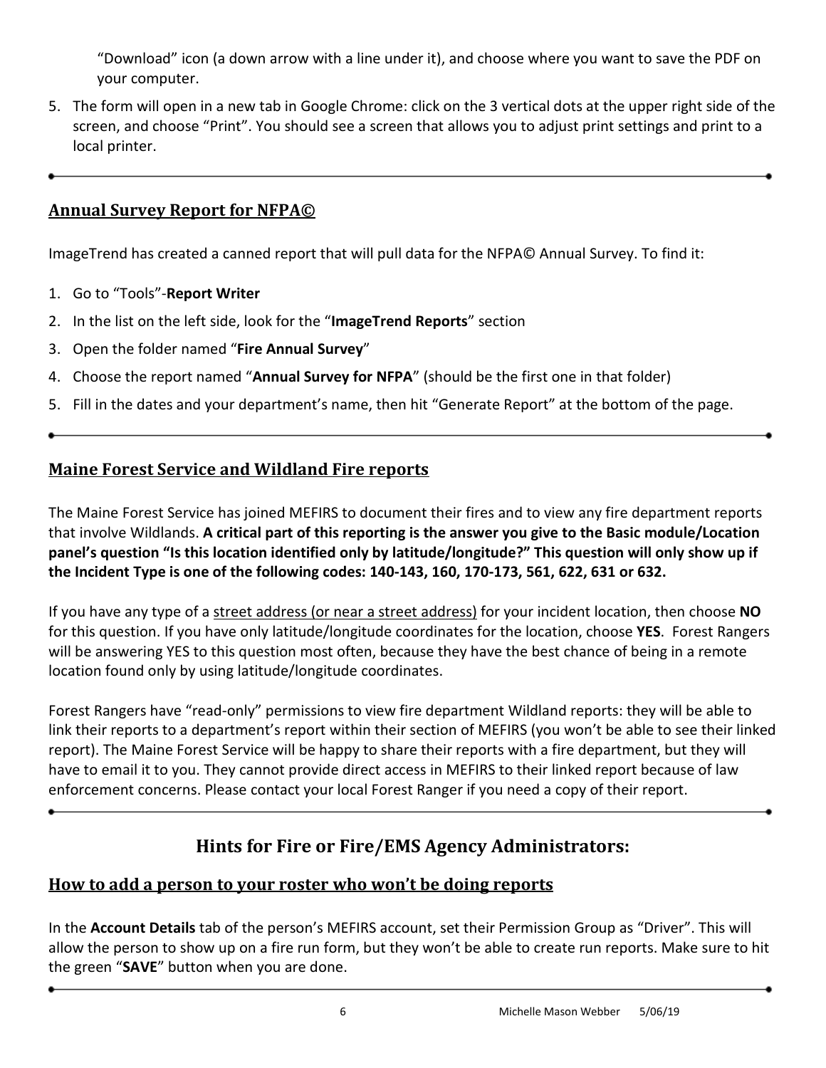"Download" icon (a down arrow with a line under it), and choose where you want to save the PDF on your computer.

5. The form will open in a new tab in Google Chrome: click on the 3 vertical dots at the upper right side of the screen, and choose "Print". You should see a screen that allows you to adjust print settings and print to a local printer.

---

## Annual Survey Report for NFPA©

ImageTrend has created a canned report that will pull data for the NFPA© Annual Survey. To find it:

1. Go to "Tools"-**Report Writer**
2. In the list on the left side, look for the "**ImageTrend Reports**" section
3. Open the folder named "**Fire Annual Survey**"
4. Choose the report named "**Annual Survey for NFPA**" (should be the first one in that folder)
5. Fill in the dates and your department's name, then hit "Generate Report" at the bottom of the page.

---

## Maine Forest Service and Wildland Fire reports

The Maine Forest Service has joined MEFIRS to document their fires and to view any fire department reports that involve Wildlands. **A critical part of this reporting is the answer you give to the Basic module/Location panel's question "Is this location identified only by latitude/longitude?" This question will only show up if the Incident Type is one of the following codes: 140-143, 160, 170-173, 561, 622, 631 or 632.**

If you have any type of a street address (or near a street address) for your incident location, then choose **NO** for this question. If you have only latitude/longitude coordinates for the location, choose **YES**. Forest Rangers will be answering YES to this question most often, because they have the best chance of being in a remote location found only by using latitude/longitude coordinates.

Forest Rangers have "read-only" permissions to view fire department Wildland reports: they will be able to link their reports to a department's report within their section of MEFIRS (you won't be able to see their linked report). The Maine Forest Service will be happy to share their reports with a fire department, but they will have to email it to you. They cannot provide direct access in MEFIRS to their linked report because of law enforcement concerns. Please contact your local Forest Ranger if you need a copy of their report.

---

# Hints for Fire or Fire/EMS Agency Administrators:

## How to add a person to your roster who won't be doing reports

In the **Account Details** tab of the person's MEFIRS account, set their Permission Group as "Driver". This will allow the person to show up on a fire run form, but they won't be able to create run reports. Make sure to hit the green "**SAVE**" button when you are done.

---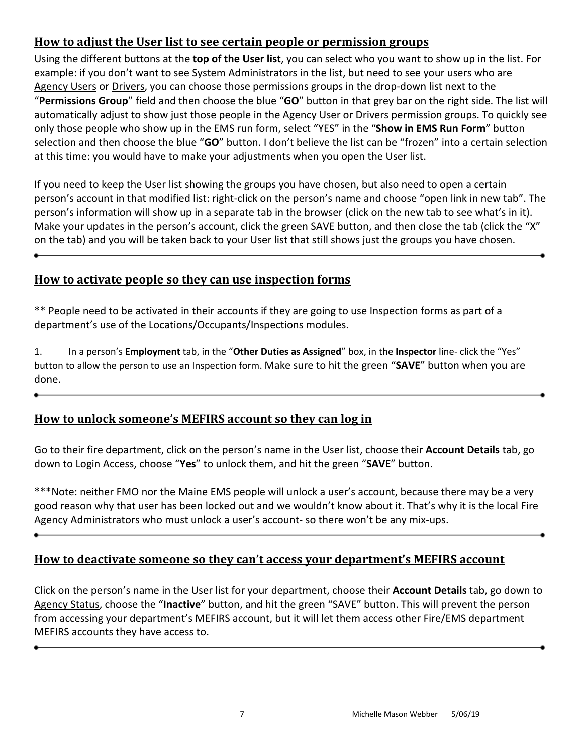## How to adjust the User list to see certain people or permission groups

Using the different buttons at the **top of the User list**, you can select who you want to show up in the list. For example: if you don't want to see System Administrators in the list, but need to see your users who are Agency Users or Drivers, you can choose those permissions groups in the drop-down list next to the "**Permissions Group**" field and then choose the blue "**GO**" button in that grey bar on the right side. The list will automatically adjust to show just those people in the Agency User or Drivers permission groups. To quickly see only those people who show up in the EMS run form, select "YES" in the "**Show in EMS Run Form**" button selection and then choose the blue "**GO**" button. I don't believe the list can be "frozen" into a certain selection at this time: you would have to make your adjustments when you open the User list.

If you need to keep the User list showing the groups you have chosen, but also need to open a certain person's account in that modified list: right-click on the person's name and choose "open link in new tab". The person's information will show up in a separate tab in the browser (click on the new tab to see what's in it). Make your updates in the person's account, click the green SAVE button, and then close the tab (click the "X" on the tab) and you will be taken back to your User list that still shows just the groups you have chosen.

---

## How to activate people so they can use inspection forms

** People need to be activated in their accounts if they are going to use Inspection forms as part of a department's use of the Locations/Occupants/Inspections modules.

1. In a person's **Employment** tab, in the "**Other Duties as Assigned**" box, in the **Inspector** line- click the "Yes" button to allow the person to use an Inspection form. Make sure to hit the green "**SAVE**" button when you are done.

---

## How to unlock someone's MEFIRS account so they can log in

Go to their fire department, click on the person's name in the User list, choose their **Account Details** tab, go down to Login Access, choose "**Yes**" to unlock them, and hit the green "**SAVE**" button.

***Note: neither FMO nor the Maine EMS people will unlock a user's account, because there may be a very good reason why that user has been locked out and we wouldn't know about it. That's why it is the local Fire Agency Administrators who must unlock a user's account- so there won't be any mix-ups.

---

## How to deactivate someone so they can't access your department's MEFIRS account

Click on the person's name in the User list for your department, choose their **Account Details** tab, go down to Agency Status, choose the "**Inactive**" button, and hit the green "SAVE" button. This will prevent the person from accessing your department's MEFIRS account, but it will let them access other Fire/EMS department MEFIRS accounts they have access to.

---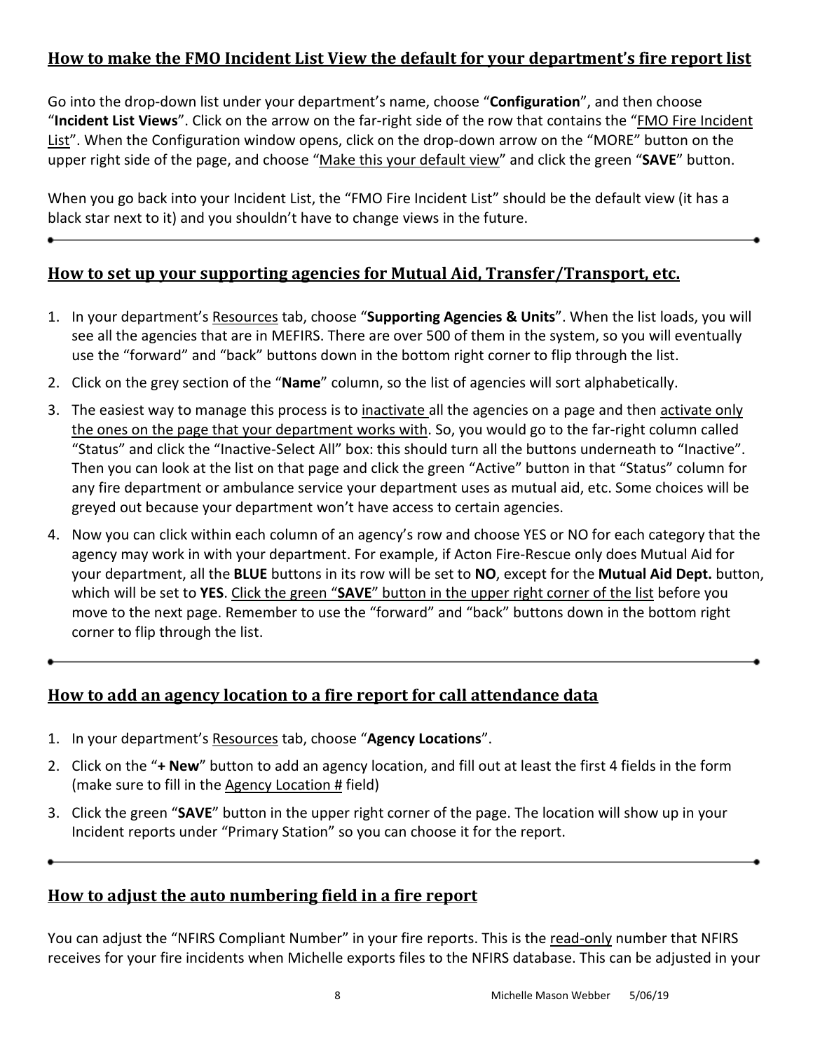## How to make the FMO Incident List View the default for your department's fire report list

Go into the drop-down list under your department's name, choose "**Configuration**", and then choose "**Incident List Views**". Click on the arrow on the far-right side of the row that contains the "FMO Fire Incident List". When the Configuration window opens, click on the drop-down arrow on the "MORE" button on the upper right side of the page, and choose "Make this your default view" and click the green "**SAVE**" button.

When you go back into your Incident List, the "FMO Fire Incident List" should be the default view (it has a black star next to it) and you shouldn't have to change views in the future.

---

## How to set up your supporting agencies for Mutual Aid, Transfer/Transport, etc.

1. In your department's Resources tab, choose "**Supporting Agencies & Units**". When the list loads, you will see all the agencies that are in MEFIRS. There are over 500 of them in the system, so you will eventually use the "forward" and "back" buttons down in the bottom right corner to flip through the list.
2. Click on the grey section of the "**Name**" column, so the list of agencies will sort alphabetically.
3. The easiest way to manage this process is to inactivate all the agencies on a page and then activate only the ones on the page that your department works with. So, you would go to the far-right column called "Status" and click the "Inactive-Select All" box: this should turn all the buttons underneath to "Inactive". Then you can look at the list on that page and click the green "Active" button in that "Status" column for any fire department or ambulance service your department uses as mutual aid, etc. Some choices will be greyed out because your department won't have access to certain agencies.
4. Now you can click within each column of an agency's row and choose YES or NO for each category that the agency may work in with your department. For example, if Acton Fire-Rescue only does Mutual Aid for your department, all the **BLUE** buttons in its row will be set to **NO**, except for the **Mutual Aid Dept.** button, which will be set to **YES**. Click the green "**SAVE**" button in the upper right corner of the list before you move to the next page. Remember to use the "forward" and "back" buttons down in the bottom right corner to flip through the list.

---

## How to add an agency location to a fire report for call attendance data

1. In your department's Resources tab, choose "**Agency Locations**".
2. Click on the "**+ New**" button to add an agency location, and fill out at least the first 4 fields in the form (make sure to fill in the Agency Location # field)
3. Click the green "**SAVE**" button in the upper right corner of the page. The location will show up in your Incident reports under "Primary Station" so you can choose it for the report.

---

## How to adjust the auto numbering field in a fire report

You can adjust the "NFIRS Compliant Number" in your fire reports. This is the read-only number that NFIRS receives for your fire incidents when Michelle exports files to the NFIRS database. This can be adjusted in your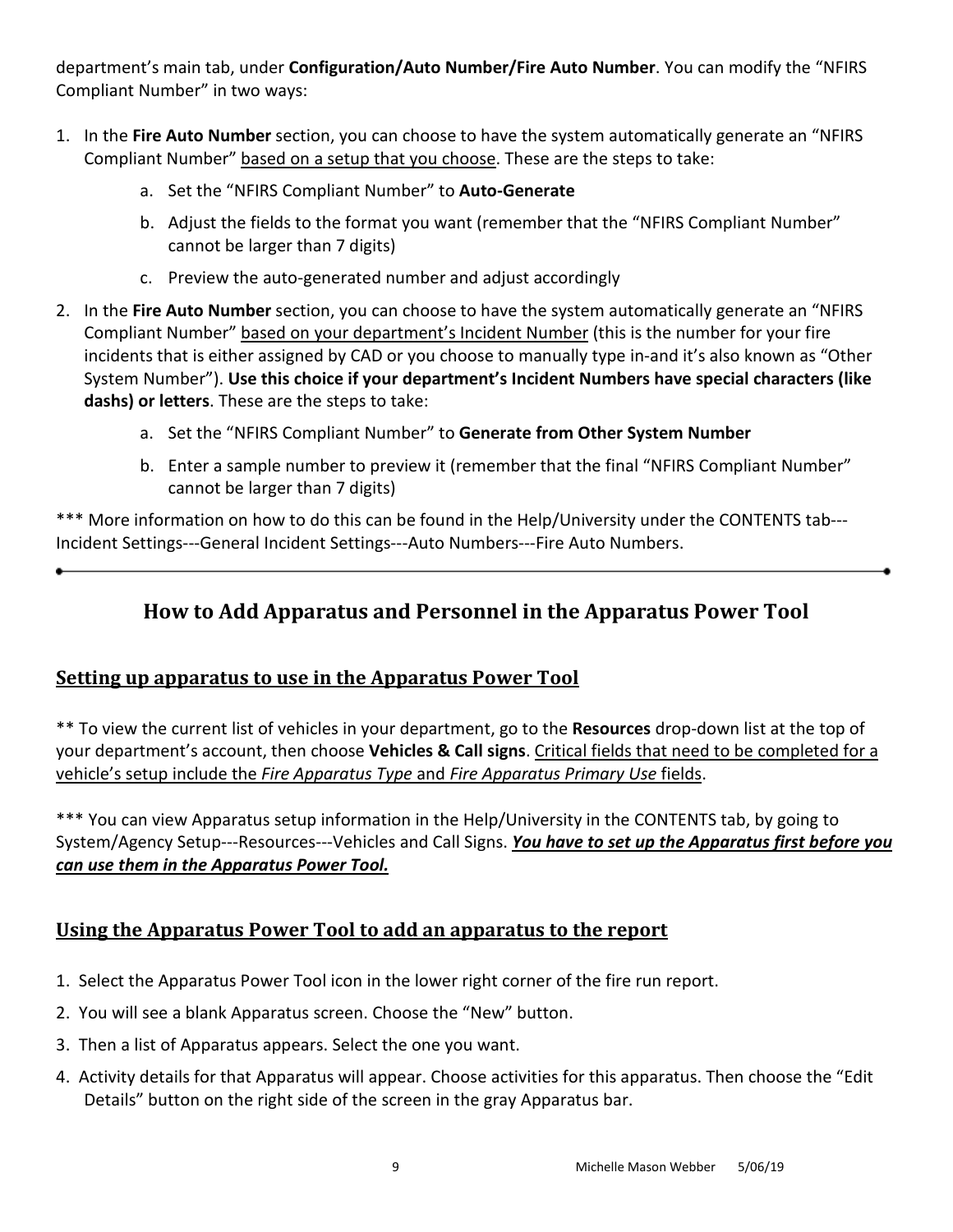department's main tab, under **Configuration/Auto Number/Fire Auto Number**. You can modify the "NFIRS Compliant Number" in two ways:

1. In the **Fire Auto Number** section, you can choose to have the system automatically generate an "NFIRS Compliant Number" <u>based on a setup that you choose</u>. These are the steps to take:
    a. Set the "NFIRS Compliant Number" to **Auto-Generate**
    b. Adjust the fields to the format you want (remember that the "NFIRS Compliant Number" cannot be larger than 7 digits)
    c. Preview the auto-generated number and adjust accordingly
2. In the **Fire Auto Number** section, you can choose to have the system automatically generate an "NFIRS Compliant Number" <u>based on your department's Incident Number</u> (this is the number for your fire incidents that is either assigned by CAD or you choose to manually type in-and it's also known as "Other System Number"). **Use this choice if your department's Incident Numbers have special characters (like dashs) or letters**. These are the steps to take:
    a. Set the "NFIRS Compliant Number" to **Generate from Other System Number**
    b. Enter a sample number to preview it (remember that the final "NFIRS Compliant Number" cannot be larger than 7 digits)

*** More information on how to do this can be found in the Help/University under the CONTENTS tab---Incident Settings---General Incident Settings---Auto Numbers---Fire Auto Numbers.

---

## How to Add Apparatus and Personnel in the Apparatus Power Tool

### Setting up apparatus to use in the Apparatus Power Tool

** To view the current list of vehicles in your department, go to the **Resources** drop-down list at the top of your department's account, then choose **Vehicles & Call signs**. <u>Critical fields that need to be completed for a vehicle's setup include the *Fire Apparatus Type* and *Fire Apparatus Primary Use* fields</u>.

*** You can view Apparatus setup information in the Help/University in the CONTENTS tab, by going to System/Agency Setup---Resources---Vehicles and Call Signs. ***<u>You have to set up the Apparatus first before you can use them in the Apparatus Power Tool.</u>***

### Using the Apparatus Power Tool to add an apparatus to the report

1. Select the Apparatus Power Tool icon in the lower right corner of the fire run report.
2. You will see a blank Apparatus screen. Choose the "New" button.
3. Then a list of Apparatus appears. Select the one you want.
4. Activity details for that Apparatus will appear. Choose activities for this apparatus. Then choose the "Edit Details" button on the right side of the screen in the gray Apparatus bar.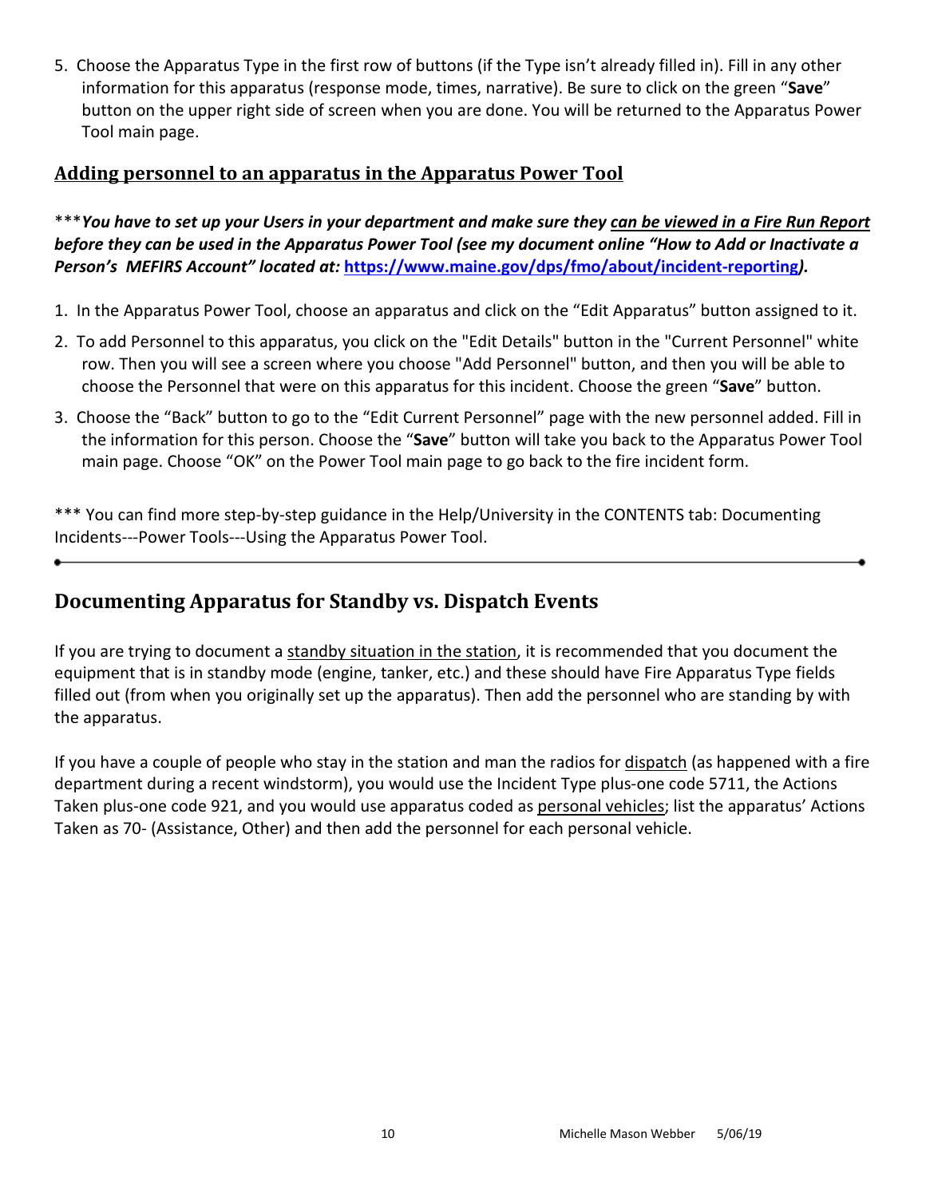5. Choose the Apparatus Type in the first row of buttons (if the Type isn't already filled in). Fill in any other information for this apparatus (response mode, times, narrative). Be sure to click on the green "**Save**" button on the upper right side of screen when you are done. You will be returned to the Apparatus Power Tool main page.

## Adding personnel to an apparatus in the Apparatus Power Tool

***_**You have to set up your Users in your department and make sure they can be viewed in a Fire Run Report before they can be used in the Apparatus Power Tool (see my document online "How to Add or Inactivate a Person's MEFIRS Account" located at: [https://www.maine.gov/dps/fmo/about/incident-reporting](https://www.maine.gov/dps/fmo/about/incident-reporting)).**_

1. In the Apparatus Power Tool, choose an apparatus and click on the "Edit Apparatus" button assigned to it.
2. To add Personnel to this apparatus, you click on the "Edit Details" button in the "Current Personnel" white row. Then you will see a screen where you choose "Add Personnel" button, and then you will be able to choose the Personnel that were on this apparatus for this incident. Choose the green "**Save**" button.
3. Choose the "Back" button to go to the "Edit Current Personnel" page with the new personnel added. Fill in the information for this person. Choose the "**Save**" button will take you back to the Apparatus Power Tool main page. Choose "OK" on the Power Tool main page to go back to the fire incident form.

*** You can find more step-by-step guidance in the Help/University in the CONTENTS tab: Documenting Incidents---Power Tools---Using the Apparatus Power Tool.

---

## Documenting Apparatus for Standby vs. Dispatch Events

If you are trying to document a standby situation in the station, it is recommended that you document the equipment that is in standby mode (engine, tanker, etc.) and these should have Fire Apparatus Type fields filled out (from when you originally set up the apparatus). Then add the personnel who are standing by with the apparatus.

If you have a couple of people who stay in the station and man the radios for dispatch (as happened with a fire department during a recent windstorm), you would use the Incident Type plus-one code 5711, the Actions Taken plus-one code 921, and you would use apparatus coded as personal vehicles; list the apparatus' Actions Taken as 70- (Assistance, Other) and then add the personnel for each personal vehicle.